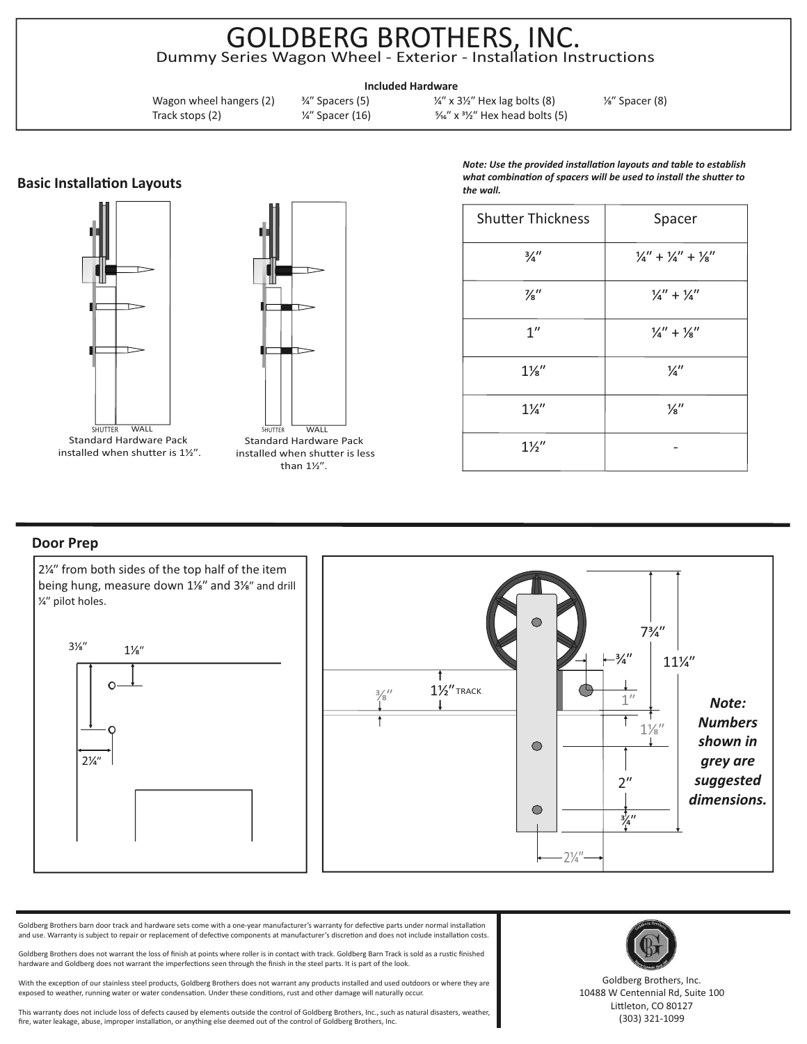# GOLDBERG BROTHERS, INC.

Dummy Series Wagon Wheel - Exterior - Installation Instructions

**Included Hardware**

| | | | |
|---|---|---|---|
| Wagon wheel hangers (2) | ¾″ Spacers (5) | ¼″ x 3½″ Hex lag bolts (8) | ⅛″ Spacer (8) |
| Track stops (2) | ¼″ Spacer (16) | ⁵⁄₁₆″ x ³½″ Hex head bolts (5) | |

## Basic Installation Layouts

SHUTTER WALL

Standard Hardware Pack installed when shutter is 1½″.

SHUTTER WALL

Standard Hardware Pack installed when shutter is less than 1½″.

***Note: Use the provided installation layouts and table to establish what combination of spacers will be used to install the shutter to the wall.***

| Shutter Thickness | Spacer |
|---|---|
| ¾″ | ¼″ + ¼″ + ⅛″ |
| ⅞″ | ¼″ + ¼″ |
| 1″ | ¼″ + ⅛″ |
| 1⅛″ | ¼″ |
| 1¼″ | ⅛″ |
| 1½″ | - |

## Door Prep

2¼″ from both sides of the top half of the item being hung, measure down 1⅛″ and 3⅛″ and drill ¼″ pilot holes.

3⅛″ 1⅛″ 2¼″

7¾″ ¾″ 11¼″ ⅜″ 1½″ TRACK 1″ 1⅛″ 2″ ¾″ 2¼″

***Note: Numbers shown in grey are suggested dimensions.***

Goldberg Brothers barn door track and hardware sets come with a one-year manufacturer's warranty for defective parts under normal installation and use. Warranty is subject to repair or replacement of defective components at manufacturer's discretion and does not include installation costs.

Goldberg Brothers does not warrant the loss of finish at points where roller is in contact with track. Goldberg Barn Track is sold as a rustic finished hardware and Goldberg does not warrant the imperfections seen through the finish in the steel parts. It is part of the look.

With the exception of our stainless steel products, Goldberg Brothers does not warrant any products installed and used outdoors or where they are exposed to weather, running water or water condensation. Under these conditions, rust and other damage will naturally occur.

This warranty does not include loss of defects caused by elements outside the control of Goldberg Brothers, Inc., such as natural disasters, weather, fire, water leakage, abuse, improper installation, or anything else deemed out of the control of Goldberg Brothers, Inc.

Goldberg Brothers, Inc.
10488 W Centennial Rd, Suite 100
Littleton, CO 80127
(303) 321-1099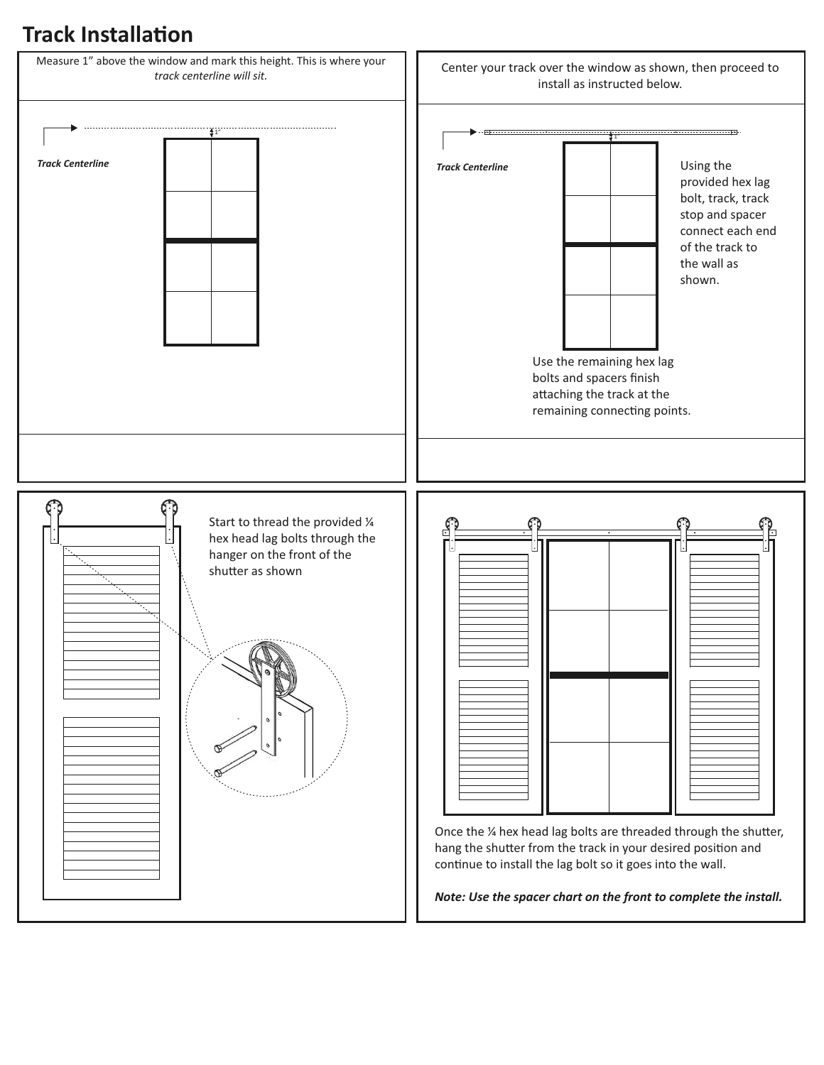# Track Installation

Measure 1" above the window and mark this height. This is where your *track centerline will sit.*

1"

***Track Centerline***

Center your track over the window as shown, then proceed to install as instructed below.

1"

***Track Centerline***

Using the provided hex lag bolt, track, track stop and spacer connect each end of the track to the wall as shown.

Use the remaining hex lag bolts and spacers finish attaching the track at the remaining connecting points.

Start to thread the provided ¼ hex head lag bolts through the hanger on the front of the shutter as shown

Once the ¼ hex head lag bolts are threaded through the shutter, hang the shutter from the track in your desired position and continue to install the lag bolt so it goes into the wall.

***Note: Use the spacer chart on the front to complete the install.***